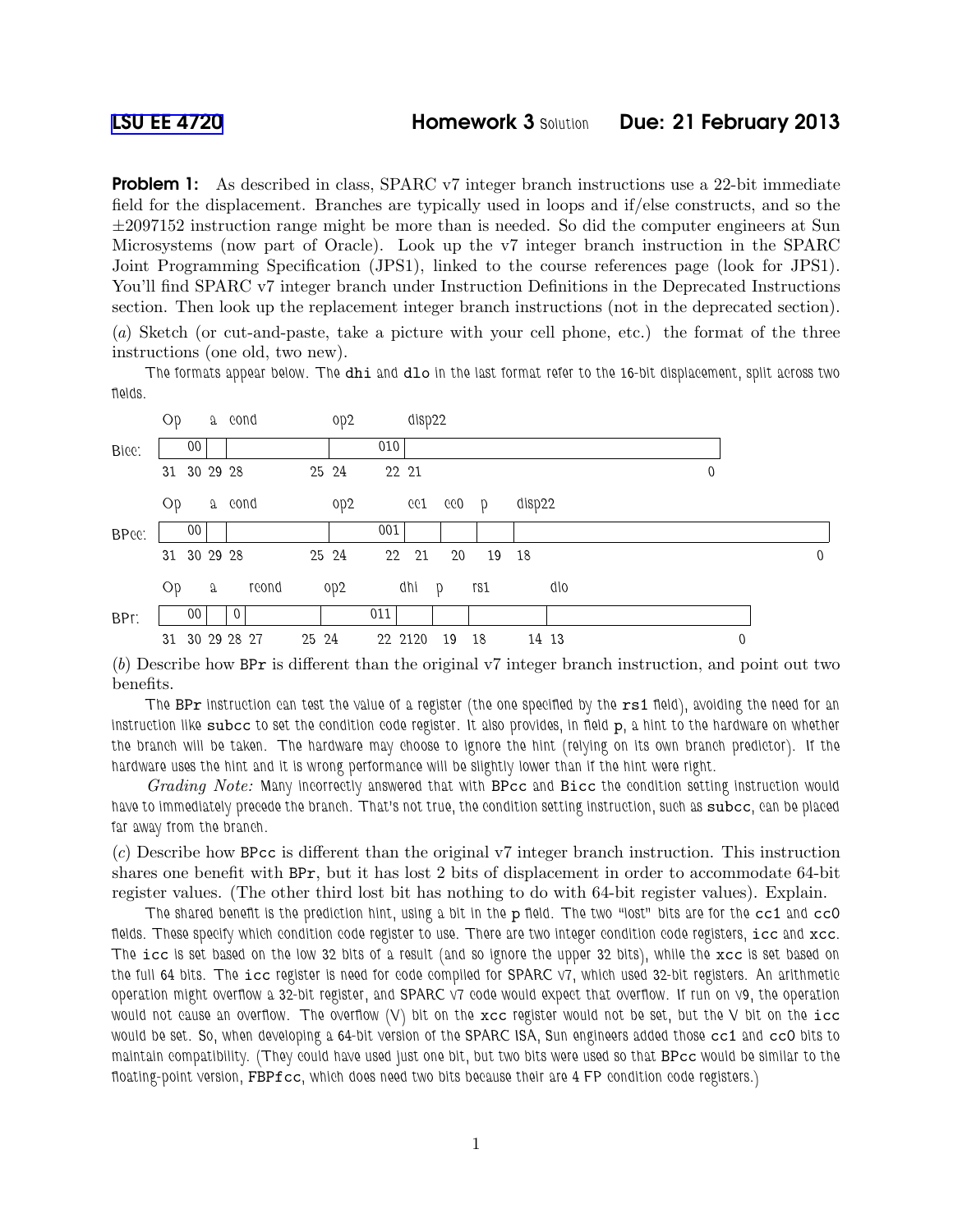[LSU EE 4720] **Homework 3** Solution **Due: 21 February 2013**

**Problem 1:** As described in class, SPARC v7 integer branch instructions use a 22-bit immediate field for the displacement. Branches are typically used in loops and if/else constructs, and so the ±2097152 instruction range might be more than is needed. So did the computer engineers at Sun Microsystems (now part of Oracle). Look up the v7 integer branch instruction in the SPARC Joint Programming Specification (JPS1), linked to the course references page (look for JPS1). You'll find SPARC v7 integer branch under Instruction Definitions in the Deprecated Instructions section. Then look up the replacement integer branch instructions (not in the deprecated section).

(*a*) Sketch (or cut-and-paste, take a picture with your cell phone, etc.) the format of the three instructions (one old, two new).

The formats appear below. The `dhi` and `dlo` in the last format refer to the 16-bit displacement, split across two fields.

```
        Op    a  cond      op2      disp22
Bicc:  | 00 |  |         |  010 |                                   |
        31 30 29 28    25 24  22 21                                 0

        Op    a  cond      op2      cc1  cc0  p   disp22
BPcc:  | 00 |  |         |  001 |    |    |   |                     |
        31 30 29 28    25 24  22 21   20   19  18                   0

        Op    a     rcond   op2      dhi  p   rs1      dlo
BPr:   | 00 |  | 0 |       |  011 |    |   |       |            |
        31 30 29 28 27  25 24  22 2120 19  18   14 13           0
```

(*b*) Describe how `BPr` is different than the original v7 integer branch instruction, and point out two benefits.

The `BPr` instruction can test the value of a register (the one specified by the `rs1` field), avoiding the need for an instruction like `subcc` to set the condition code register. It also provides, in field `p`, a hint to the hardware on whether the branch will be taken. The hardware may choose to ignore the hint (relying on its own branch predictor). If the hardware uses the hint and it is wrong performance will be slightly lower than if the hint were right.

*Grading Note:* Many incorrectly answered that with `BPcc` and `Bicc` the condition setting instruction would have to immediately precede the branch. That's not true, the condition setting instruction, such as `subcc`, can be placed far away from the branch.

(*c*) Describe how `BPcc` is different than the original v7 integer branch instruction. This instruction shares one benefit with `BPr`, but it has lost 2 bits of displacement in order to accommodate 64-bit register values. (The other third lost bit has nothing to do with 64-bit register values). Explain.

The shared benefit is the prediction hint, using a bit in the `p` field. The two "lost" bits are for the `cc1` and `cc0` fields. These specify which condition code register to use. There are two integer condition code registers, `icc` and `xcc`. The `icc` is set based on the low 32 bits of a result (and so ignore the upper 32 bits), while the `xcc` is set based on the full 64 bits. The `icc` register is need for code compiled for SPARC v7, which used 32-bit registers. An arithmetic operation might overflow a 32-bit register, and SPARC v7 code would expect that overflow. If run on v9, the operation would not cause an overflow. The overflow (V) bit on the `xcc` register would not be set, but the V bit on the `icc` would be set. So, when developing a 64-bit version of the SPARC ISA, Sun engineers added those `cc1` and `cc0` bits to maintain compatibility. (They could have used just one bit, but two bits were used so that `BPcc` would be similar to the floating-point version, `FBPfcc`, which does need two bits because their are 4 FP condition code registers.)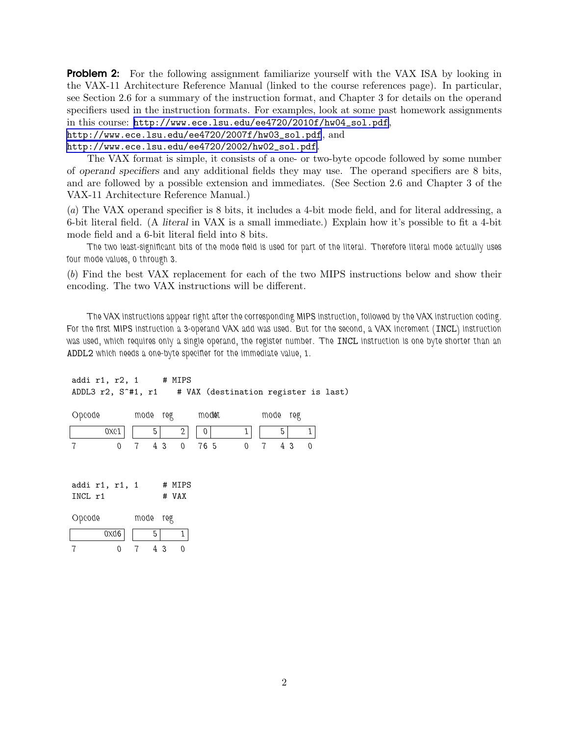**Problem 2:** For the following assignment familiarize yourself with the VAX ISA by looking in the VAX-11 Architecture Reference Manual (linked to the course references page). In particular, see Section 2.6 for a summary of the instruction format, and Chapter 3 for details on the operand specifiers used in the instruction formats. For examples, look at some past homework assignments in this course: http://www.ece.lsu.edu/ee4720/2010f/hw04_sol.pdf, http://www.ece.lsu.edu/ee4720/2007f/hw03_sol.pdf, and http://www.ece.lsu.edu/ee4720/2002/hw02_sol.pdf.

The VAX format is simple, it consists of a one- or two-byte opcode followed by some number of *operand specifiers* and any additional fields they may use. The operand specifiers are 8 bits, and are followed by a possible extension and immediates. (See Section 2.6 and Chapter 3 of the VAX-11 Architecture Reference Manual.)

(*a*) The VAX operand specifier is 8 bits, it includes a 4-bit mode field, and for literal addressing, a 6-bit literal field. (A *literal* in VAX is a small immediate.) Explain how it's possible to fit a 4-bit mode field and a 6-bit literal field into 8 bits.

The two least-significant bits of the mode field is used for part of the literal. Therefore literal mode actually uses four mode values, 0 through 3.

(*b*) Find the best VAX replacement for each of the two MIPS instructions below and show their encoding. The two VAX instructions will be different.

The VAX instructions appear right after the corresponding MIPS instruction, followed by the VAX instruction coding. For the first MIPS instruction a 3-operand VAX add was used. But for the second, a VAX increment (INCL) instruction was used, which requires only a single operand, the register number. The INCL instruction is one byte shorter than an ADDL2 which needs a one-byte specifier for the immediate value, 1.

```
addi r1, r2, 1      # MIPS
ADDL3 r2, S^#1, r1    # VAX (destination register is last)
```

| Opcode | mode | reg | mode | lit | mode | reg |
|---|---|---|---|---|---|---|
| 0xc1 | 5 | 2 | 0 | 1 | 5 | 1 |
| 7 0 | 7 4 | 3 0 | 7 6 | 5 0 | 7 4 | 3 0 |

```
addi r1, r1, 1      # MIPS
INCL r1             # VAX
```

| Opcode | mode | reg |
|---|---|---|
| 0xd6 | 5 | 1 |
| 7 0 | 7 4 | 3 0 |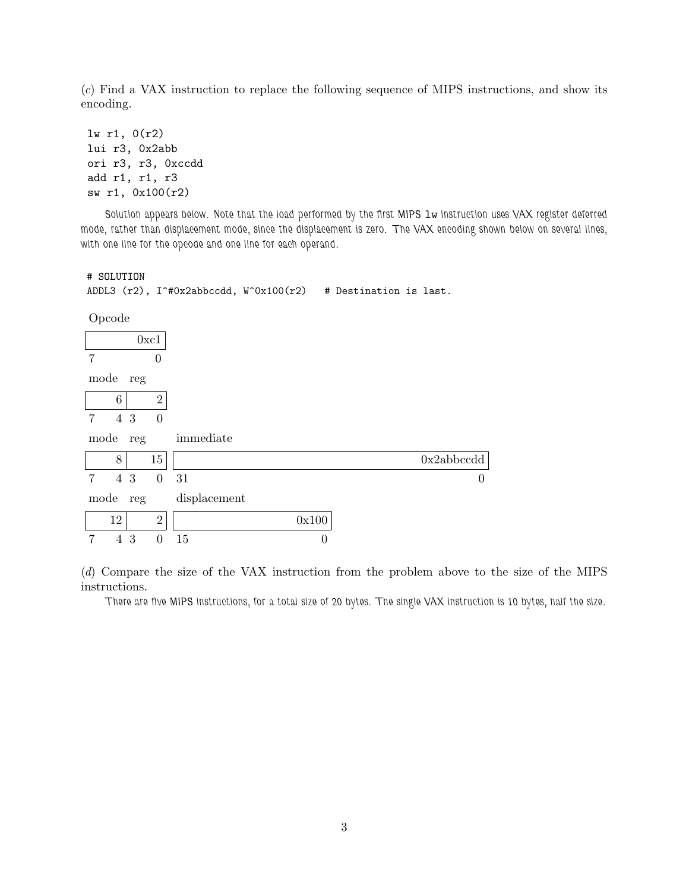(*c*) Find a VAX instruction to replace the following sequence of MIPS instructions, and show its encoding.

```
lw r1, 0(r2)
lui r3, 0x2abb
ori r3, r3, 0xccdd
add r1, r1, r3
sw r1, 0x100(r2)
```

Solution appears below. Note that the load performed by the first MIPS `lw` instruction uses VAX register deferred mode, rather than displacement mode, since the displacement is zero. The VAX encoding shown below on several lines, with one line for the opcode and one line for each operand.

```
# SOLUTION
ADDL3 (r2), I^#0x2abbccdd, W^0x100(r2)   # Destination is last.
```

Opcode

| 0xc1 |
|---|
| 7 … 0 |

| mode | reg |
|---|---|
| 6 | 2 |
| 7 … 4 | 3 … 0 |

| mode | reg | immediate |
|---|---|---|
| 8 | 15 | 0x2abbccdd |
| 7 … 4 | 3 … 0 | 31 … 0 |

| mode | reg | displacement |
|---|---|---|
| 12 | 2 | 0x100 |
| 7 … 4 | 3 … 0 | 15 … 0 |

(*d*) Compare the size of the VAX instruction from the problem above to the size of the MIPS instructions.

There are five MIPS instructions, for a total size of 20 bytes. The single VAX instruction is 10 bytes, half the size.